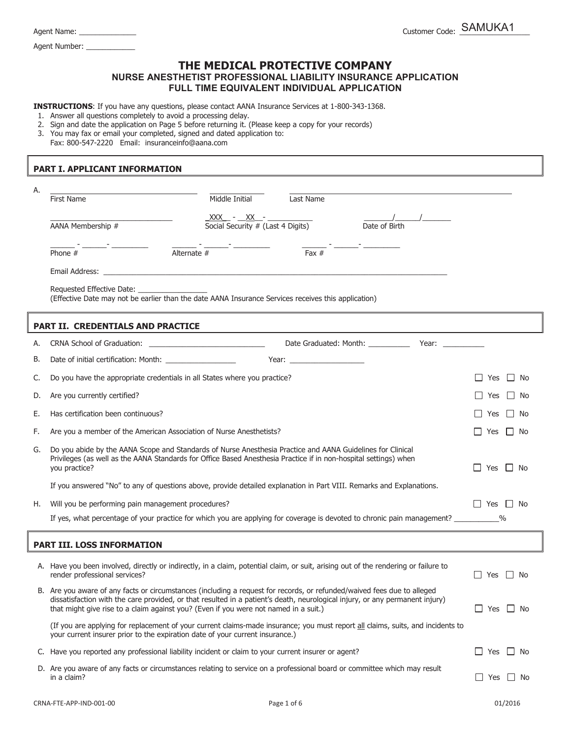Agent Name: ______________

Agent Number: ____________

Customer Code: SAMUKA1

# THE MEDICAL PROTECTIVE COMPANY

## NURSE ANESTHETIST PROFESSIONAL LIABILITY INSURANCE APPLICATION
## FULL TIME EQUIVALENT INDIVIDUAL APPLICATION

**INSTRUCTIONS**: If you have any questions, please contact AANA Insurance Services at 1-800-343-1368.

1. Answer all questions completely to avoid a processing delay.
2. Sign and date the application on Page 5 before returning it. (Please keep a copy for your records)
3. You may fax or email your completed, signed and dated application to:
   Fax: 800-547-2220 Email: insuranceinfo@aana.com

## PART I. APPLICANT INFORMATION

A. ____________________ First Name ________ Middle Initial ____________________ Last Name

____________________ AANA Membership # XXX - XX - ________ Social Security # (Last 4 Digits) ____/____/____ Date of Birth

____ - ____ - ______ Phone # ____ - ____ - ______ Alternate # ____ - ____ - ______ Fax #

Email Address: ______________________________________________

Requested Effective Date: ______________
(Effective Date may not be earlier than the date AANA Insurance Services receives this application)

## PART II. CREDENTIALS AND PRACTICE

A. CRNA School of Graduation: ____________________ Date Graduated: Month: ________ Year: ________

B. Date of initial certification: Month: ____________ Year: ____________

C. Do you have the appropriate credentials in all States where you practice? ☐ Yes ☐ No

D. Are you currently certified? ☐ Yes ☐ No

E. Has certification been continuous? ☐ Yes ☐ No

F. Are you a member of the American Association of Nurse Anesthetists? ☐ Yes ☐ No

G. Do you abide by the AANA Scope and Standards of Nurse Anesthesia Practice and AANA Guidelines for Clinical Privileges (as well as the AANA Standards for Office Based Anesthesia Practice if in non-hospital settings) when you practice? ☐ Yes ☐ No

If you answered "No" to any of questions above, provide detailed explanation in Part VIII. Remarks and Explanations.

H. Will you be performing pain management procedures? ☐ Yes ☐ No

If yes, what percentage of your practice for which you are applying for coverage is devoted to chronic pain management? ________%

## PART III. LOSS INFORMATION

A. Have you been involved, directly or indirectly, in a claim, potential claim, or suit, arising out of the rendering or failure to render professional services? ☐ Yes ☐ No

B. Are you aware of any facts or circumstances (including a request for records, or refunded/waived fees due to alleged dissatisfaction with the care provided, or that resulted in a patient's death, neurological injury, or any permanent injury) that might give rise to a claim against you? (Even if you were not named in a suit.) ☐ Yes ☐ No

(If you are applying for replacement of your current claims-made insurance; you must report all claims, suits, and incidents to your current insurer prior to the expiration date of your current insurance.)

C. Have you reported any professional liability incident or claim to your current insurer or agent? ☐ Yes ☐ No

D. Are you aware of any facts or circumstances relating to service on a professional board or committee which may result in a claim? ☐ Yes ☐ No

CRNA-FTE-APP-IND-001-00 01/2016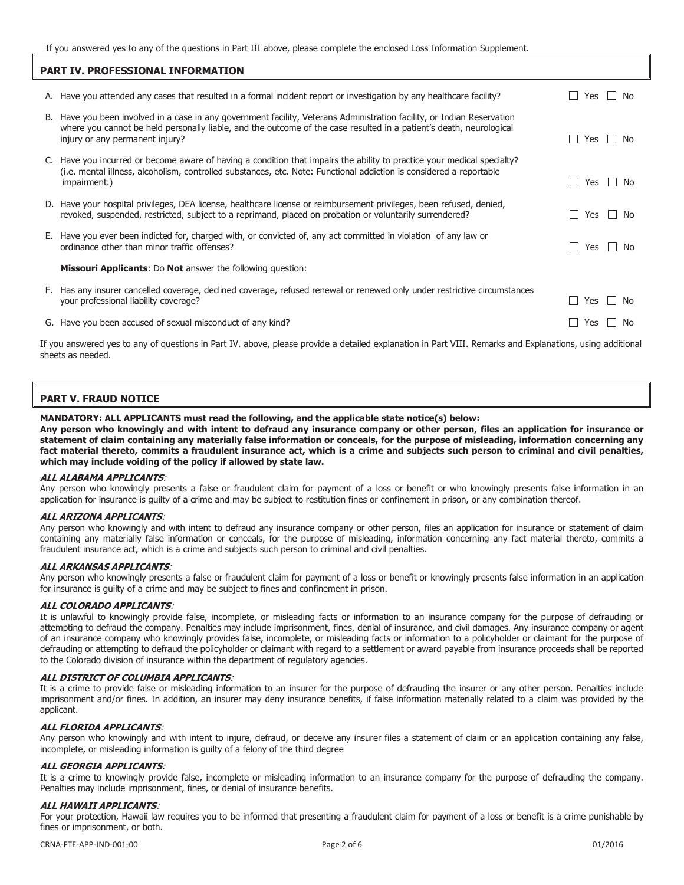If you answered yes to any of the questions in Part III above, please complete the enclosed Loss Information Supplement.

## PART IV. PROFESSIONAL INFORMATION

A. Have you attended any cases that resulted in a formal incident report or investigation by any healthcare facility? ☐ Yes ☐ No

B. Have you been involved in a case in any government facility, Veterans Administration facility, or Indian Reservation where you cannot be held personally liable, and the outcome of the case resulted in a patient's death, neurological injury or any permanent injury? ☐ Yes ☐ No

C. Have you incurred or become aware of having a condition that impairs the ability to practice your medical specialty? (i.e. mental illness, alcoholism, controlled substances, etc. Note: Functional addiction is considered a reportable impairment.) ☐ Yes ☐ No

D. Have your hospital privileges, DEA license, healthcare license or reimbursement privileges, been refused, denied, revoked, suspended, restricted, subject to a reprimand, placed on probation or voluntarily surrendered? ☐ Yes ☐ No

E. Have you ever been indicted for, charged with, or convicted of, any act committed in violation of any law or ordinance other than minor traffic offenses? ☐ Yes ☐ No

**Missouri Applicants**: Do **Not** answer the following question:

F. Has any insurer cancelled coverage, declined coverage, refused renewal or renewed only under restrictive circumstances your professional liability coverage? ☐ Yes ☐ No

G. Have you been accused of sexual misconduct of any kind? ☐ Yes ☐ No

If you answered yes to any of questions in Part IV. above, please provide a detailed explanation in Part VIII. Remarks and Explanations, using additional sheets as needed.

## PART V. FRAUD NOTICE

**MANDATORY: ALL APPLICANTS must read the following, and the applicable state notice(s) below:**

**Any person who knowingly and with intent to defraud any insurance company or other person, files an application for insurance or statement of claim containing any materially false information or conceals, for the purpose of misleading, information concerning any fact material thereto, commits a fraudulent insurance act, which is a crime and subjects such person to criminal and civil penalties, which may include voiding of the policy if allowed by state law.**

***ALL ALABAMA APPLICANTS:***

Any person who knowingly presents a false or fraudulent claim for payment of a loss or benefit or who knowingly presents false information in an application for insurance is guilty of a crime and may be subject to restitution fines or confinement in prison, or any combination thereof.

***ALL ARIZONA APPLICANTS:***

Any person who knowingly and with intent to defraud any insurance company or other person, files an application for insurance or statement of claim containing any materially false information or conceals, for the purpose of misleading, information concerning any fact material thereto, commits a fraudulent insurance act, which is a crime and subjects such person to criminal and civil penalties.

***ALL ARKANSAS APPLICANTS:***

Any person who knowingly presents a false or fraudulent claim for payment of a loss or benefit or knowingly presents false information in an application for insurance is guilty of a crime and may be subject to fines and confinement in prison.

***ALL COLORADO APPLICANTS:***

It is unlawful to knowingly provide false, incomplete, or misleading facts or information to an insurance company for the purpose of defrauding or attempting to defraud the company. Penalties may include imprisonment, fines, denial of insurance, and civil damages. Any insurance company or agent of an insurance company who knowingly provides false, incomplete, or misleading facts or information to a policyholder or claimant for the purpose of defrauding or attempting to defraud the policyholder or claimant with regard to a settlement or award payable from insurance proceeds shall be reported to the Colorado division of insurance within the department of regulatory agencies.

***ALL DISTRICT OF COLUMBIA APPLICANTS:***

It is a crime to provide false or misleading information to an insurer for the purpose of defrauding the insurer or any other person. Penalties include imprisonment and/or fines. In addition, an insurer may deny insurance benefits, if false information materially related to a claim was provided by the applicant.

***ALL FLORIDA APPLICANTS:***

Any person who knowingly and with intent to injure, defraud, or deceive any insurer files a statement of claim or an application containing any false, incomplete, or misleading information is guilty of a felony of the third degree

***ALL GEORGIA APPLICANTS:***

It is a crime to knowingly provide false, incomplete or misleading information to an insurance company for the purpose of defrauding the company. Penalties may include imprisonment, fines, or denial of insurance benefits.

***ALL HAWAII APPLICANTS:***

For your protection, Hawaii law requires you to be informed that presenting a fraudulent claim for payment of a loss or benefit is a crime punishable by fines or imprisonment, or both.

CRNA-FTE-APP-IND-001-00 01/2016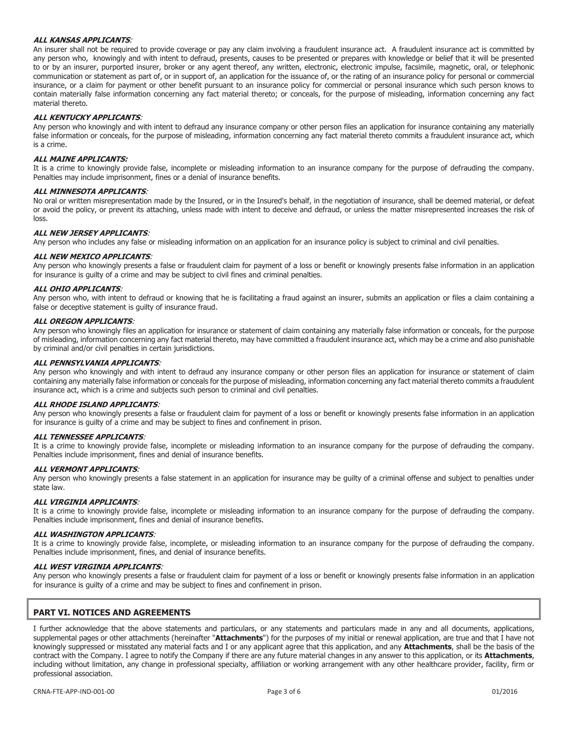***ALL KANSAS APPLICANTS***:

An insurer shall not be required to provide coverage or pay any claim involving a fraudulent insurance act. A fraudulent insurance act is committed by any person who, knowingly and with intent to defraud, presents, causes to be presented or prepares with knowledge or belief that it will be presented to or by an insurer, purported insurer, broker or any agent thereof, any written, electronic, electronic impulse, facsimile, magnetic, oral, or telephonic communication or statement as part of, or in support of, an application for the issuance of, or the rating of an insurance policy for personal or commercial insurance, or a claim for payment or other benefit pursuant to an insurance policy for commercial or personal insurance which such person knows to contain materially false information concerning any fact material thereto; or conceals, for the purpose of misleading, information concerning any fact material thereto.

***ALL KENTUCKY APPLICANTS***:

Any person who knowingly and with intent to defraud any insurance company or other person files an application for insurance containing any materially false information or conceals, for the purpose of misleading, information concerning any fact material thereto commits a fraudulent insurance act, which is a crime.

***ALL MAINE APPLICANTS:***

It is a crime to knowingly provide false, incomplete or misleading information to an insurance company for the purpose of defrauding the company. Penalties may include imprisonment, fines or a denial of insurance benefits.

***ALL MINNESOTA APPLICANTS***:

No oral or written misrepresentation made by the Insured, or in the Insured's behalf, in the negotiation of insurance, shall be deemed material, or defeat or avoid the policy, or prevent its attaching, unless made with intent to deceive and defraud, or unless the matter misrepresented increases the risk of loss.

***ALL NEW JERSEY APPLICANTS***:

Any person who includes any false or misleading information on an application for an insurance policy is subject to criminal and civil penalties.

***ALL NEW MEXICO APPLICANTS***:

Any person who knowingly presents a false or fraudulent claim for payment of a loss or benefit or knowingly presents false information in an application for insurance is guilty of a crime and may be subject to civil fines and criminal penalties.

***ALL OHIO APPLICANTS***:

Any person who, with intent to defraud or knowing that he is facilitating a fraud against an insurer, submits an application or files a claim containing a false or deceptive statement is guilty of insurance fraud.

***ALL OREGON APPLICANTS***:

Any person who knowingly files an application for insurance or statement of claim containing any materially false information or conceals, for the purpose of misleading, information concerning any fact material thereto, may have committed a fraudulent insurance act, which may be a crime and also punishable by criminal and/or civil penalties in certain jurisdictions.

***ALL PENNSYLVANIA APPLICANTS***:

Any person who knowingly and with intent to defraud any insurance company or other person files an application for insurance or statement of claim containing any materially false information or conceals for the purpose of misleading, information concerning any fact material thereto commits a fraudulent insurance act, which is a crime and subjects such person to criminal and civil penalties.

***ALL RHODE ISLAND APPLICANTS***:

Any person who knowingly presents a false or fraudulent claim for payment of a loss or benefit or knowingly presents false information in an application for insurance is guilty of a crime and may be subject to fines and confinement in prison.

***ALL TENNESSEE APPLICANTS***:

It is a crime to knowingly provide false, incomplete or misleading information to an insurance company for the purpose of defrauding the company. Penalties include imprisonment, fines and denial of insurance benefits.

***ALL VERMONT APPLICANTS***:

Any person who knowingly presents a false statement in an application for insurance may be guilty of a criminal offense and subject to penalties under state law.

***ALL VIRGINIA APPLICANTS***:

It is a crime to knowingly provide false, incomplete or misleading information to an insurance company for the purpose of defrauding the company. Penalties include imprisonment, fines and denial of insurance benefits.

***ALL WASHINGTON APPLICANTS***:

It is a crime to knowingly provide false, incomplete, or misleading information to an insurance company for the purpose of defrauding the company. Penalties include imprisonment, fines, and denial of insurance benefits.

***ALL WEST VIRGINIA APPLICANTS***:

Any person who knowingly presents a false or fraudulent claim for payment of a loss or benefit or knowingly presents false information in an application for insurance is guilty of a crime and may be subject to fines and confinement in prison.

## PART VI. NOTICES AND AGREEMENTS

I further acknowledge that the above statements and particulars, or any statements and particulars made in any and all documents, applications, supplemental pages or other attachments (hereinafter "**Attachments**") for the purposes of my initial or renewal application, are true and that I have not knowingly suppressed or misstated any material facts and I or any applicant agree that this application, and any **Attachments**, shall be the basis of the contract with the Company. I agree to notify the Company if there are any future material changes in any answer to this application, or its **Attachments**, including without limitation, any change in professional specialty, affiliation or working arrangement with any other healthcare provider, facility, firm or professional association.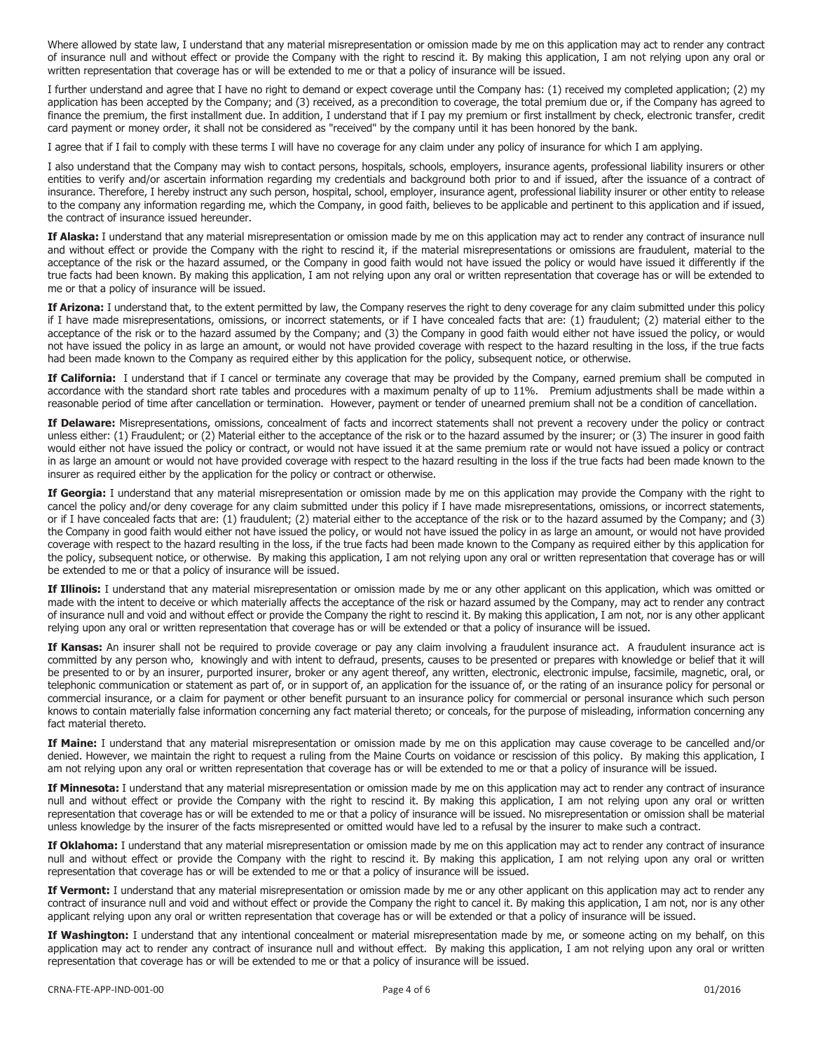Where allowed by state law, I understand that any material misrepresentation or omission made by me on this application may act to render any contract of insurance null and without effect or provide the Company with the right to rescind it. By making this application, I am not relying upon any oral or written representation that coverage has or will be extended to me or that a policy of insurance will be issued.

I further understand and agree that I have no right to demand or expect coverage until the Company has: (1) received my completed application; (2) my application has been accepted by the Company; and (3) received, as a precondition to coverage, the total premium due or, if the Company has agreed to finance the premium, the first installment due. In addition, I understand that if I pay my premium or first installment by check, electronic transfer, credit card payment or money order, it shall not be considered as "received" by the company until it has been honored by the bank.

I agree that if I fail to comply with these terms I will have no coverage for any claim under any policy of insurance for which I am applying.

I also understand that the Company may wish to contact persons, hospitals, schools, employers, insurance agents, professional liability insurers or other entities to verify and/or ascertain information regarding my credentials and background both prior to and if issued, after the issuance of a contract of insurance. Therefore, I hereby instruct any such person, hospital, school, employer, insurance agent, professional liability insurer or other entity to release to the company any information regarding me, which the Company, in good faith, believes to be applicable and pertinent to this application and if issued, the contract of insurance issued hereunder.

**If Alaska:** I understand that any material misrepresentation or omission made by me on this application may act to render any contract of insurance null and without effect or provide the Company with the right to rescind it, if the material misrepresentations or omissions are fraudulent, material to the acceptance of the risk or the hazard assumed, or the Company in good faith would not have issued the policy or would have issued it differently if the true facts had been known. By making this application, I am not relying upon any oral or written representation that coverage has or will be extended to me or that a policy of insurance will be issued.

**If Arizona:** I understand that, to the extent permitted by law, the Company reserves the right to deny coverage for any claim submitted under this policy if I have made misrepresentations, omissions, or incorrect statements, or if I have concealed facts that are: (1) fraudulent; (2) material either to the acceptance of the risk or to the hazard assumed by the Company; and (3) the Company in good faith would either not have issued the policy, or would not have issued the policy in as large an amount, or would not have provided coverage with respect to the hazard resulting in the loss, if the true facts had been made known to the Company as required either by this application for the policy, subsequent notice, or otherwise.

**If California:** I understand that if I cancel or terminate any coverage that may be provided by the Company, earned premium shall be computed in accordance with the standard short rate tables and procedures with a maximum penalty of up to 11%. Premium adjustments shall be made within a reasonable period of time after cancellation or termination. However, payment or tender of unearned premium shall not be a condition of cancellation.

**If Delaware:** Misrepresentations, omissions, concealment of facts and incorrect statements shall not prevent a recovery under the policy or contract unless either: (1) Fraudulent; or (2) Material either to the acceptance of the risk or to the hazard assumed by the insurer; or (3) The insurer in good faith would either not have issued the policy or contract, or would not have issued it at the same premium rate or would not have issued a policy or contract in as large an amount or would not have provided coverage with respect to the hazard resulting in the loss if the true facts had been made known to the insurer as required either by the application for the policy or contract or otherwise.

**If Georgia:** I understand that any material misrepresentation or omission made by me on this application may provide the Company with the right to cancel the policy and/or deny coverage for any claim submitted under this policy if I have made misrepresentations, omissions, or incorrect statements, or if I have concealed facts that are: (1) fraudulent; (2) material either to the acceptance of the risk or to the hazard assumed by the Company; and (3) the Company in good faith would either not have issued the policy, or would not have issued the policy in as large an amount, or would not have provided coverage with respect to the hazard resulting in the loss, if the true facts had been made known to the Company as required either by this application for the policy, subsequent notice, or otherwise. By making this application, I am not relying upon any oral or written representation that coverage has or will be extended to me or that a policy of insurance will be issued.

**If Illinois:** I understand that any material misrepresentation or omission made by me or any other applicant on this application, which was omitted or made with the intent to deceive or which materially affects the acceptance of the risk or hazard assumed by the Company, may act to render any contract of insurance null and void and without effect or provide the Company the right to rescind it. By making this application, I am not, nor is any other applicant relying upon any oral or written representation that coverage has or will be extended or that a policy of insurance will be issued.

**If Kansas:** An insurer shall not be required to provide coverage or pay any claim involving a fraudulent insurance act. A fraudulent insurance act is committed by any person who, knowingly and with intent to defraud, presents, causes to be presented or prepares with knowledge or belief that it will be presented to or by an insurer, purported insurer, broker or any agent thereof, any written, electronic, electronic impulse, facsimile, magnetic, oral, or telephonic communication or statement as part of, or in support of, an application for the issuance of, or the rating of an insurance policy for personal or commercial insurance, or a claim for payment or other benefit pursuant to an insurance policy for commercial or personal insurance which such person knows to contain materially false information concerning any fact material thereto; or conceals, for the purpose of misleading, information concerning any fact material thereto.

**If Maine:** I understand that any material misrepresentation or omission made by me on this application may cause coverage to be cancelled and/or denied. However, we maintain the right to request a ruling from the Maine Courts on voidance or rescission of this policy. By making this application, I am not relying upon any oral or written representation that coverage has or will be extended to me or that a policy of insurance will be issued.

**If Minnesota:** I understand that any material misrepresentation or omission made by me on this application may act to render any contract of insurance null and without effect or provide the Company with the right to rescind it. By making this application, I am not relying upon any oral or written representation that coverage has or will be extended to me or that a policy of insurance will be issued. No misrepresentation or omission shall be material unless knowledge by the insurer of the facts misrepresented or omitted would have led to a refusal by the insurer to make such a contract.

**If Oklahoma:** I understand that any material misrepresentation or omission made by me on this application may act to render any contract of insurance null and without effect or provide the Company with the right to rescind it. By making this application, I am not relying upon any oral or written representation that coverage has or will be extended to me or that a policy of insurance will be issued.

**If Vermont:** I understand that any material misrepresentation or omission made by me or any other applicant on this application may act to render any contract of insurance null and void and without effect or provide the Company the right to cancel it. By making this application, I am not, nor is any other applicant relying upon any oral or written representation that coverage has or will be extended or that a policy of insurance will be issued.

**If Washington:** I understand that any intentional concealment or material misrepresentation made by me, or someone acting on my behalf, on this application may act to render any contract of insurance null and without effect. By making this application, I am not relying upon any oral or written representation that coverage has or will be extended to me or that a policy of insurance will be issued.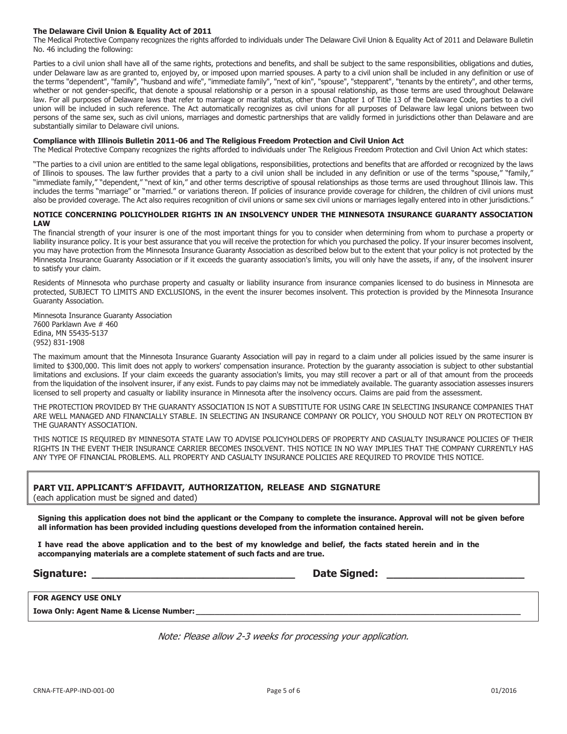**The Delaware Civil Union & Equality Act of 2011**

The Medical Protective Company recognizes the rights afforded to individuals under The Delaware Civil Union & Equality Act of 2011 and Delaware Bulletin No. 46 including the following:

Parties to a civil union shall have all of the same rights, protections and benefits, and shall be subject to the same responsibilities, obligations and duties, under Delaware law as are granted to, enjoyed by, or imposed upon married spouses. A party to a civil union shall be included in any definition or use of the terms "dependent", "family", "husband and wife", "immediate family", "next of kin", "spouse", "stepparent", "tenants by the entirety", and other terms, whether or not gender-specific, that denote a spousal relationship or a person in a spousal relationship, as those terms are used throughout Delaware law. For all purposes of Delaware laws that refer to marriage or marital status, other than Chapter 1 of Title 13 of the Delaware Code, parties to a civil union will be included in such reference. The Act automatically recognizes as civil unions for all purposes of Delaware law legal unions between two persons of the same sex, such as civil unions, marriages and domestic partnerships that are validly formed in jurisdictions other than Delaware and are substantially similar to Delaware civil unions.

**Compliance with Illinois Bulletin 2011-06 and The Religious Freedom Protection and Civil Union Act**

The Medical Protective Company recognizes the rights afforded to individuals under The Religious Freedom Protection and Civil Union Act which states:

"The parties to a civil union are entitled to the same legal obligations, responsibilities, protections and benefits that are afforded or recognized by the laws of Illinois to spouses. The law further provides that a party to a civil union shall be included in any definition or use of the terms "spouse," "family," "immediate family," "dependent," "next of kin," and other terms descriptive of spousal relationships as those terms are used throughout Illinois law. This includes the terms "marriage" or "married." or variations thereon. If policies of insurance provide coverage for children, the children of civil unions must also be provided coverage. The Act also requires recognition of civil unions or same sex civil unions or marriages legally entered into in other jurisdictions."

**NOTICE CONCERNING POLICYHOLDER RIGHTS IN AN INSOLVENCY UNDER THE MINNESOTA INSURANCE GUARANTY ASSOCIATION LAW**

The financial strength of your insurer is one of the most important things for you to consider when determining from whom to purchase a property or liability insurance policy. It is your best assurance that you will receive the protection for which you purchased the policy. If your insurer becomes insolvent, you may have protection from the Minnesota Insurance Guaranty Association as described below but to the extent that your policy is not protected by the Minnesota Insurance Guaranty Association or if it exceeds the guaranty association's limits, you will only have the assets, if any, of the insolvent insurer to satisfy your claim.

Residents of Minnesota who purchase property and casualty or liability insurance from insurance companies licensed to do business in Minnesota are protected, SUBJECT TO LIMITS AND EXCLUSIONS, in the event the insurer becomes insolvent. This protection is provided by the Minnesota Insurance Guaranty Association.

Minnesota Insurance Guaranty Association
7600 Parklawn Ave # 460
Edina, MN 55435-5137
(952) 831-1908

The maximum amount that the Minnesota Insurance Guaranty Association will pay in regard to a claim under all policies issued by the same insurer is limited to $300,000. This limit does not apply to workers' compensation insurance. Protection by the guaranty association is subject to other substantial limitations and exclusions. If your claim exceeds the guaranty association's limits, you may still recover a part or all of that amount from the proceeds from the liquidation of the insolvent insurer, if any exist. Funds to pay claims may not be immediately available. The guaranty association assesses insurers licensed to sell property and casualty or liability insurance in Minnesota after the insolvency occurs. Claims are paid from the assessment.

THE PROTECTION PROVIDED BY THE GUARANTY ASSOCIATION IS NOT A SUBSTITUTE FOR USING CARE IN SELECTING INSURANCE COMPANIES THAT ARE WELL MANAGED AND FINANCIALLY STABLE. IN SELECTING AN INSURANCE COMPANY OR POLICY, YOU SHOULD NOT RELY ON PROTECTION BY THE GUARANTY ASSOCIATION.

THIS NOTICE IS REQUIRED BY MINNESOTA STATE LAW TO ADVISE POLICYHOLDERS OF PROPERTY AND CASUALTY INSURANCE POLICIES OF THEIR RIGHTS IN THE EVENT THEIR INSURANCE CARRIER BECOMES INSOLVENT. THIS NOTICE IN NO WAY IMPLIES THAT THE COMPANY CURRENTLY HAS ANY TYPE OF FINANCIAL PROBLEMS. ALL PROPERTY AND CASUALTY INSURANCE POLICIES ARE REQUIRED TO PROVIDE THIS NOTICE.

## PART VII. APPLICANT'S AFFIDAVIT, AUTHORIZATION, RELEASE AND SIGNATURE

(each application must be signed and dated)

**Signing this application does not bind the applicant or the Company to complete the insurance. Approval will not be given before all information has been provided including questions developed from the information contained herein.**

**I have read the above application and to the best of my knowledge and belief, the facts stated herein and in the accompanying materials are a complete statement of such facts and are true.**

**Signature:** ______________________________ **Date Signed:** ______________________

**FOR AGENCY USE ONLY**

**Iowa Only: Agent Name & License Number:** ____________________________________________

*Note: Please allow 2-3 weeks for processing your application.*

CRNA-FTE-APP-IND-001-00 01/2016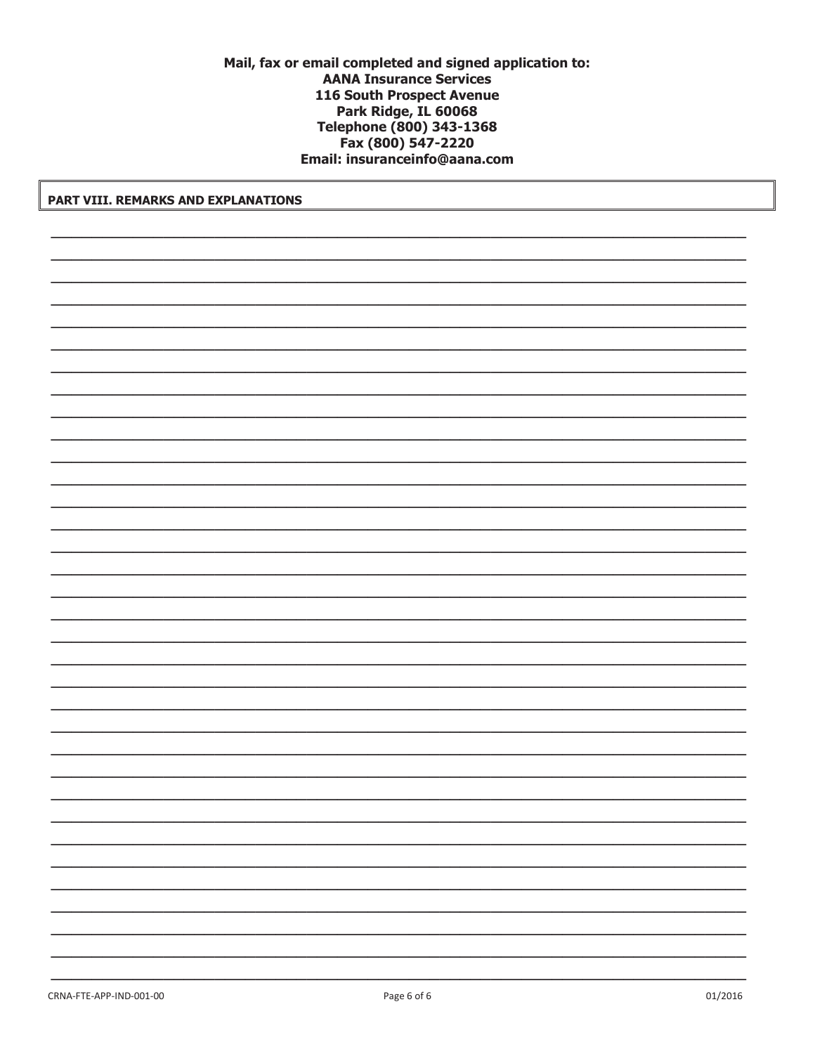**Mail, fax or email completed and signed application to:**
**AANA Insurance Services**
**116 South Prospect Avenue**
**Park Ridge, IL 60068**
**Telephone (800) 343-1368**
**Fax (800) 547-2220**
**Email: insuranceinfo@aana.com**

## PART VIII. REMARKS AND EXPLANATIONS

CRNA-FTE-APP-IND-001-00 01/2016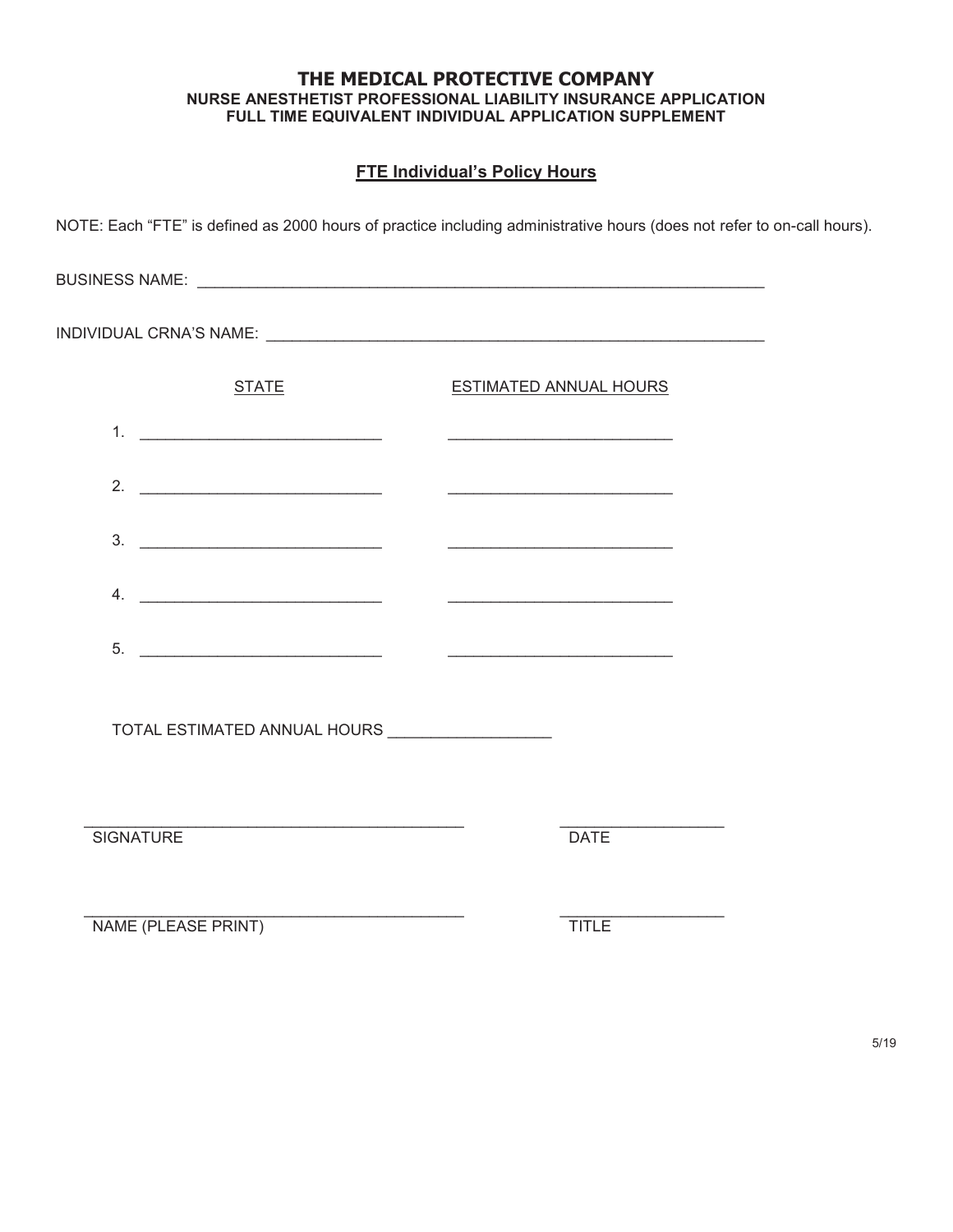# THE MEDICAL PROTECTIVE COMPANY

**NURSE ANESTHETIST PROFESSIONAL LIABILITY INSURANCE APPLICATION**
**FULL TIME EQUIVALENT INDIVIDUAL APPLICATION SUPPLEMENT**

## FTE Individual's Policy Hours

NOTE: Each "FTE" is defined as 2000 hours of practice including administrative hours (does not refer to on-call hours).

BUSINESS NAME: ____________________________________________________________

INDIVIDUAL CRNA'S NAME: ____________________________________________________

| | STATE | ESTIMATED ANNUAL HOURS |
|---|---|---|
| 1. | ____________________ | ____________________ |
| 2. | ____________________ | ____________________ |
| 3. | ____________________ | ____________________ |
| 4. | ____________________ | ____________________ |
| 5. | ____________________ | ____________________ |

TOTAL ESTIMATED ANNUAL HOURS __________________

________________________________________ &nbsp;&nbsp;&nbsp;&nbsp; __________________
SIGNATURE &nbsp;&nbsp;&nbsp;&nbsp; DATE

________________________________________ &nbsp;&nbsp;&nbsp;&nbsp; __________________
NAME (PLEASE PRINT) &nbsp;&nbsp;&nbsp;&nbsp; TITLE

5/19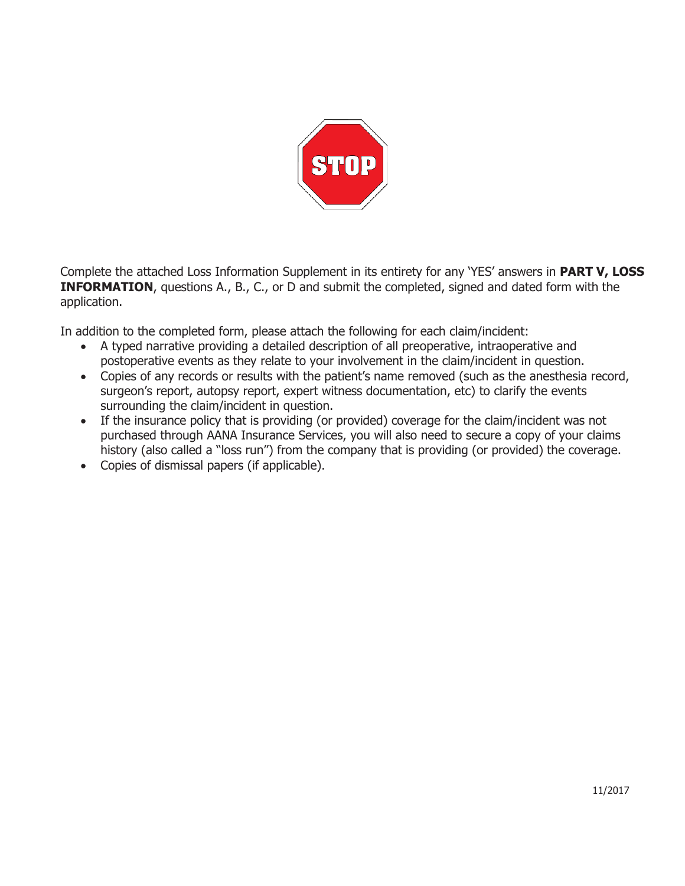STOP

Complete the attached Loss Information Supplement in its entirety for any 'YES' answers in **PART V, LOSS INFORMATION**, questions A., B., C., or D and submit the completed, signed and dated form with the application.

In addition to the completed form, please attach the following for each claim/incident:

- A typed narrative providing a detailed description of all preoperative, intraoperative and postoperative events as they relate to your involvement in the claim/incident in question.
- Copies of any records or results with the patient's name removed (such as the anesthesia record, surgeon's report, autopsy report, expert witness documentation, etc) to clarify the events surrounding the claim/incident in question.
- If the insurance policy that is providing (or provided) coverage for the claim/incident was not purchased through AANA Insurance Services, you will also need to secure a copy of your claims history (also called a "loss run") from the company that is providing (or provided) the coverage.
- Copies of dismissal papers (if applicable).

11/2017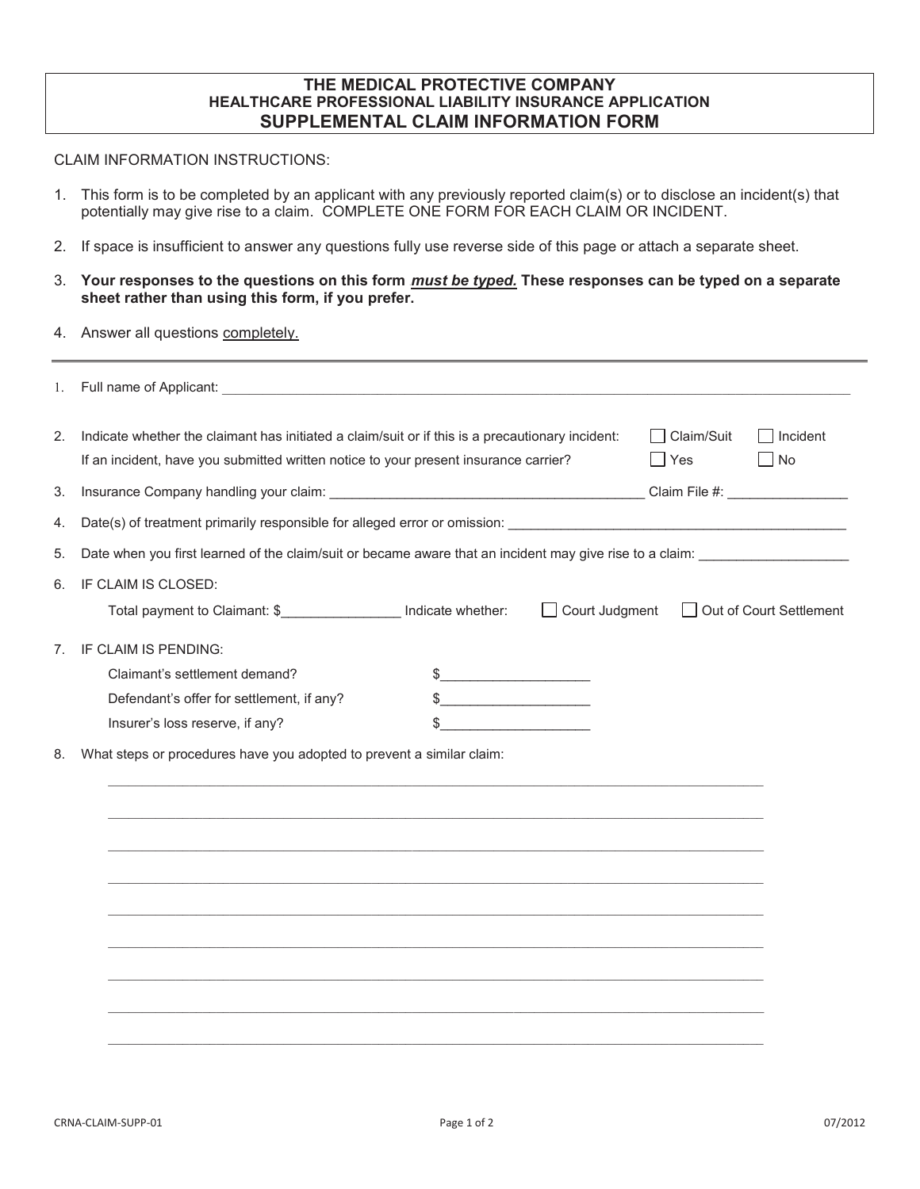# THE MEDICAL PROTECTIVE COMPANY
## HEALTHCARE PROFESSIONAL LIABILITY INSURANCE APPLICATION
## SUPPLEMENTAL CLAIM INFORMATION FORM

CLAIM INFORMATION INSTRUCTIONS:

1. This form is to be completed by an applicant with any previously reported claim(s) or to disclose an incident(s) that potentially may give rise to a claim. COMPLETE ONE FORM FOR EACH CLAIM OR INCIDENT.
2. If space is insufficient to answer any questions fully use reverse side of this page or attach a separate sheet.
3. **Your responses to the questions on this form *must be typed.* These responses can be typed on a separate sheet rather than using this form, if you prefer.**
4. Answer all questions completely.

---

1. Full name of Applicant: ______________________________________________

2. Indicate whether the claimant has initiated a claim/suit or if this is a precautionary incident: ☐ Claim/Suit ☐ Incident

   If an incident, have you submitted written notice to your present insurance carrier? ☐ Yes ☐ No

3. Insurance Company handling your claim: ______________________ Claim File #: ______________

4. Date(s) of treatment primarily responsible for alleged error or omission: ______________________

5. Date when you first learned of the claim/suit or became aware that an incident may give rise to a claim: ______________

6. IF CLAIM IS CLOSED:

   Total payment to Claimant: $______________ Indicate whether: ☐ Court Judgment ☐ Out of Court Settlement

7. IF CLAIM IS PENDING:

   Claimant's settlement demand? $__________________

   Defendant's offer for settlement, if any? $__________________

   Insurer's loss reserve, if any? $__________________

8. What steps or procedures have you adopted to prevent a similar claim:

   ______________________________________________

   ______________________________________________

   ______________________________________________

   ______________________________________________

   ______________________________________________

   ______________________________________________

   ______________________________________________

   ______________________________________________

   ______________________________________________

CRNA-CLAIM-SUPP-01 07/2012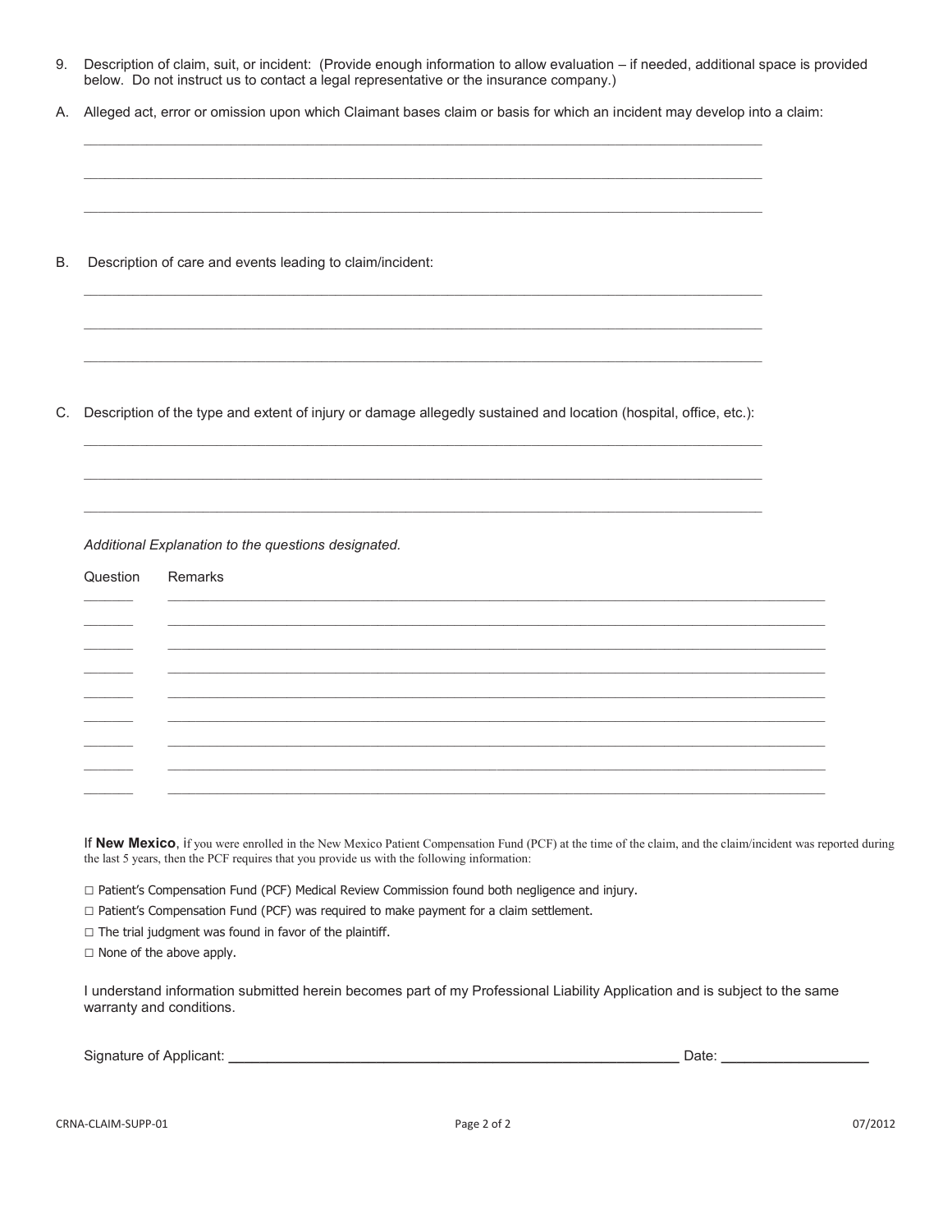9. Description of claim, suit, or incident: (Provide enough information to allow evaluation – if needed, additional space is provided below. Do not instruct us to contact a legal representative or the insurance company.)

A. Alleged act, error or omission upon which Claimant bases claim or basis for which an incident may develop into a claim:

______________________________________________________________________________

______________________________________________________________________________

______________________________________________________________________________

B. Description of care and events leading to claim/incident:

______________________________________________________________________________

______________________________________________________________________________

______________________________________________________________________________

C. Description of the type and extent of injury or damage allegedly sustained and location (hospital, office, etc.):

______________________________________________________________________________

______________________________________________________________________________

______________________________________________________________________________

*Additional Explanation to the questions designated.*

| Question | Remarks |
|---|---|
| ______ | ______________________________________________________________________ |
| ______ | ______________________________________________________________________ |
| ______ | ______________________________________________________________________ |
| ______ | ______________________________________________________________________ |
| ______ | ______________________________________________________________________ |
| ______ | ______________________________________________________________________ |
| ______ | ______________________________________________________________________ |
| ______ | ______________________________________________________________________ |
| ______ | ______________________________________________________________________ |

If **New Mexico**, if you were enrolled in the New Mexico Patient Compensation Fund (PCF) at the time of the claim, and the claim/incident was reported during the last 5 years, then the PCF requires that you provide us with the following information:

☐ Patient's Compensation Fund (PCF) Medical Review Commission found both negligence and injury.

☐ Patient's Compensation Fund (PCF) was required to make payment for a claim settlement.

☐ The trial judgment was found in favor of the plaintiff.

☐ None of the above apply.

I understand information submitted herein becomes part of my Professional Liability Application and is subject to the same warranty and conditions.

Signature of Applicant: ____________________________________________ Date: ________________

CRNA-CLAIM-SUPP-01 07/2012